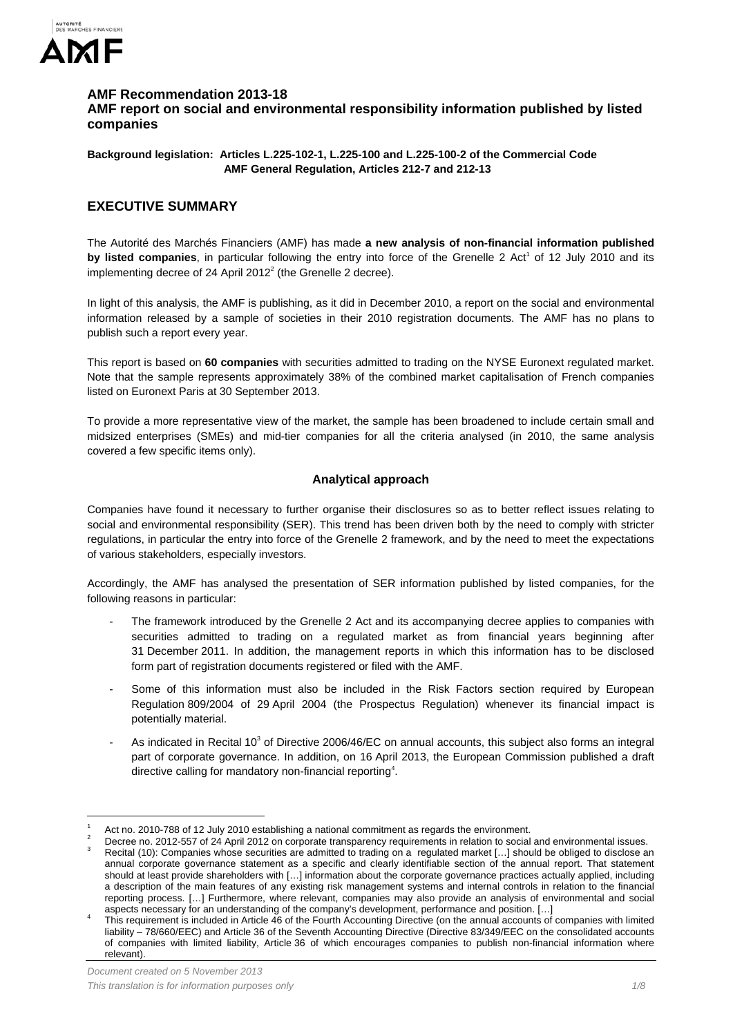# AMF Recommendation 2013-18
## AMF report on social and environmental responsibility information published by listed companies

**Background legislation: Articles L.225-102-1, L.225-100 and L.225-100-2 of the Commercial Code**
**AMF General Regulation, Articles 212-7 and 212-13**

## EXECUTIVE SUMMARY

The Autorité des Marchés Financiers (AMF) has made **a new analysis of non-financial information published by listed companies**, in particular following the entry into force of the Grenelle 2 Act[1] of 12 July 2010 and its implementing decree of 24 April 2012[2] (the Grenelle 2 decree).

In light of this analysis, the AMF is publishing, as it did in December 2010, a report on the social and environmental information released by a sample of societies in their 2010 registration documents. The AMF has no plans to publish such a report every year.

This report is based on **60 companies** with securities admitted to trading on the NYSE Euronext regulated market. Note that the sample represents approximately 38% of the combined market capitalisation of French companies listed on Euronext Paris at 30 September 2013.

To provide a more representative view of the market, the sample has been broadened to include certain small and midsized enterprises (SMEs) and mid-tier companies for all the criteria analysed (in 2010, the same analysis covered a few specific items only).

### Analytical approach

Companies have found it necessary to further organise their disclosures so as to better reflect issues relating to social and environmental responsibility (SER). This trend has been driven both by the need to comply with stricter regulations, in particular the entry into force of the Grenelle 2 framework, and by the need to meet the expectations of various stakeholders, especially investors.

Accordingly, the AMF has analysed the presentation of SER information published by listed companies, for the following reasons in particular:

- The framework introduced by the Grenelle 2 Act and its accompanying decree applies to companies with securities admitted to trading on a regulated market as from financial years beginning after 31 December 2011. In addition, the management reports in which this information has to be disclosed form part of registration documents registered or filed with the AMF.
- Some of this information must also be included in the Risk Factors section required by European Regulation 809/2004 of 29 April 2004 (the Prospectus Regulation) whenever its financial impact is potentially material.
- As indicated in Recital 10[3] of Directive 2006/46/EC on annual accounts, this subject also forms an integral part of corporate governance. In addition, on 16 April 2013, the European Commission published a draft directive calling for mandatory non-financial reporting[4].

---

[1] Act no. 2010-788 of 12 July 2010 establishing a national commitment as regards the environment.

[2] Decree no. 2012-557 of 24 April 2012 on corporate transparency requirements in relation to social and environmental issues.

[3] Recital (10): Companies whose securities are admitted to trading on a regulated market […] should be obliged to disclose an annual corporate governance statement as a specific and clearly identifiable section of the annual report. That statement should at least provide shareholders with […] information about the corporate governance practices actually applied, including a description of the main features of any existing risk management systems and internal controls in relation to the financial reporting process. […] Furthermore, where relevant, companies may also provide an analysis of environmental and social aspects necessary for an understanding of the company's development, performance and position. […]

[4] This requirement is included in Article 46 of the Fourth Accounting Directive (on the annual accounts of companies with limited liability – 78/660/EEC) and Article 36 of the Seventh Accounting Directive (Directive 83/349/EEC on the consolidated accounts of companies with limited liability, Article 36 of which encourages companies to publish non-financial information where relevant).

*Document created on 5 November 2013*
*This translation is for information purposes only*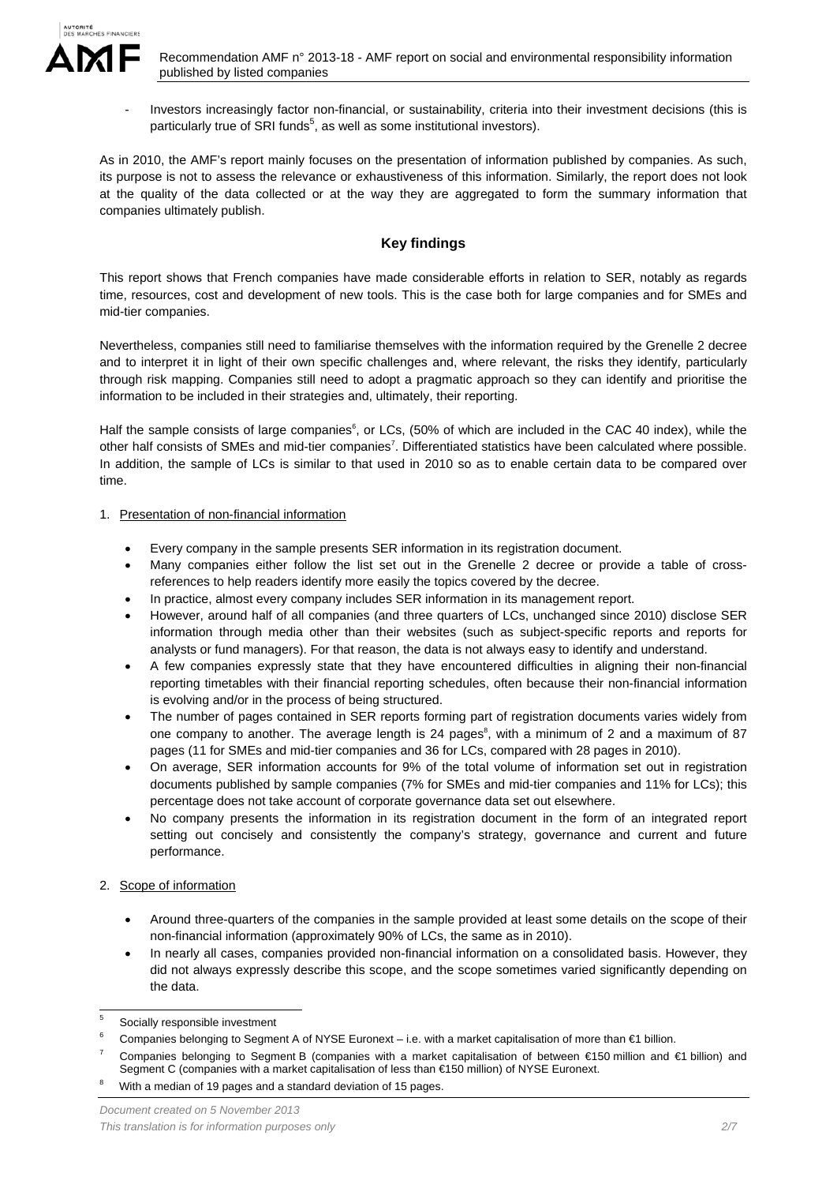- Investors increasingly factor non-financial, or sustainability, criteria into their investment decisions (this is particularly true of SRI funds[5], as well as some institutional investors).

As in 2010, the AMF's report mainly focuses on the presentation of information published by companies. As such, its purpose is not to assess the relevance or exhaustiveness of this information. Similarly, the report does not look at the quality of the data collected or at the way they are aggregated to form the summary information that companies ultimately publish.

## Key findings

This report shows that French companies have made considerable efforts in relation to SER, notably as regards time, resources, cost and development of new tools. This is the case both for large companies and for SMEs and mid-tier companies.

Nevertheless, companies still need to familiarise themselves with the information required by the Grenelle 2 decree and to interpret it in light of their own specific challenges and, where relevant, the risks they identify, particularly through risk mapping. Companies still need to adopt a pragmatic approach so they can identify and prioritise the information to be included in their strategies and, ultimately, their reporting.

Half the sample consists of large companies[6], or LCs, (50% of which are included in the CAC 40 index), while the other half consists of SMEs and mid-tier companies[7]. Differentiated statistics have been calculated where possible. In addition, the sample of LCs is similar to that used in 2010 so as to enable certain data to be compared over time.

1. Presentation of non-financial information

- Every company in the sample presents SER information in its registration document.
- Many companies either follow the list set out in the Grenelle 2 decree or provide a table of cross-references to help readers identify more easily the topics covered by the decree.
- In practice, almost every company includes SER information in its management report.
- However, around half of all companies (and three quarters of LCs, unchanged since 2010) disclose SER information through media other than their websites (such as subject-specific reports and reports for analysts or fund managers). For that reason, the data is not always easy to identify and understand.
- A few companies expressly state that they have encountered difficulties in aligning their non-financial reporting timetables with their financial reporting schedules, often because their non-financial information is evolving and/or in the process of being structured.
- The number of pages contained in SER reports forming part of registration documents varies widely from one company to another. The average length is 24 pages[8], with a minimum of 2 and a maximum of 87 pages (11 for SMEs and mid-tier companies and 36 for LCs, compared with 28 pages in 2010).
- On average, SER information accounts for 9% of the total volume of information set out in registration documents published by sample companies (7% for SMEs and mid-tier companies and 11% for LCs); this percentage does not take account of corporate governance data set out elsewhere.
- No company presents the information in its registration document in the form of an integrated report setting out concisely and consistently the company's strategy, governance and current and future performance.

2. Scope of information

- Around three-quarters of the companies in the sample provided at least some details on the scope of their non-financial information (approximately 90% of LCs, the same as in 2010).
- In nearly all cases, companies provided non-financial information on a consolidated basis. However, they did not always expressly describe this scope, and the scope sometimes varied significantly depending on the data.

---

[5] Socially responsible investment

[6] Companies belonging to Segment A of NYSE Euronext – i.e. with a market capitalisation of more than €1 billion.

[7] Companies belonging to Segment B (companies with a market capitalisation of between €150 million and €1 billion) and Segment C (companies with a market capitalisation of less than €150 million) of NYSE Euronext.

[8] With a median of 19 pages and a standard deviation of 15 pages.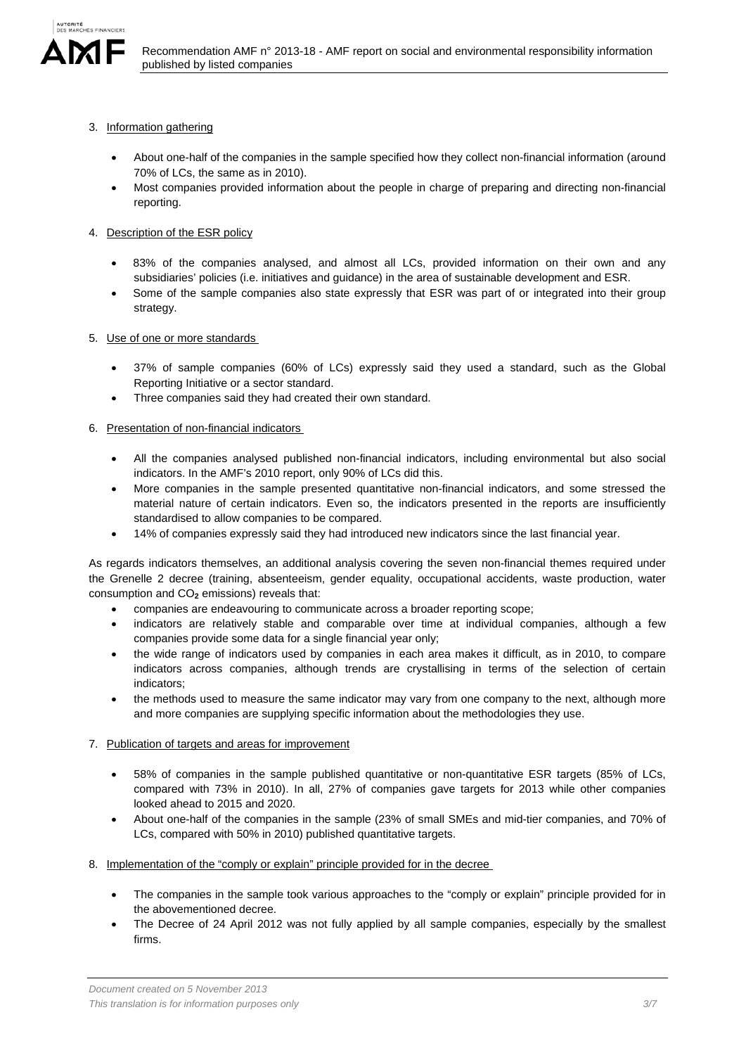3. Information gathering

- About one-half of the companies in the sample specified how they collect non-financial information (around 70% of LCs, the same as in 2010).
- Most companies provided information about the people in charge of preparing and directing non-financial reporting.

4. Description of the ESR policy

- 83% of the companies analysed, and almost all LCs, provided information on their own and any subsidiaries' policies (i.e. initiatives and guidance) in the area of sustainable development and ESR.
- Some of the sample companies also state expressly that ESR was part of or integrated into their group strategy.

5. Use of one or more standards

- 37% of sample companies (60% of LCs) expressly said they used a standard, such as the Global Reporting Initiative or a sector standard.
- Three companies said they had created their own standard.

6. Presentation of non-financial indicators

- All the companies analysed published non-financial indicators, including environmental but also social indicators. In the AMF's 2010 report, only 90% of LCs did this.
- More companies in the sample presented quantitative non-financial indicators, and some stressed the material nature of certain indicators. Even so, the indicators presented in the reports are insufficiently standardised to allow companies to be compared.
- 14% of companies expressly said they had introduced new indicators since the last financial year.

As regards indicators themselves, an additional analysis covering the seven non-financial themes required under the Grenelle 2 decree (training, absenteeism, gender equality, occupational accidents, waste production, water consumption and $CO_2$ emissions) reveals that:

- companies are endeavouring to communicate across a broader reporting scope;
- indicators are relatively stable and comparable over time at individual companies, although a few companies provide some data for a single financial year only;
- the wide range of indicators used by companies in each area makes it difficult, as in 2010, to compare indicators across companies, although trends are crystallising in terms of the selection of certain indicators;
- the methods used to measure the same indicator may vary from one company to the next, although more and more companies are supplying specific information about the methodologies they use.

7. Publication of targets and areas for improvement

- 58% of companies in the sample published quantitative or non-quantitative ESR targets (85% of LCs, compared with 73% in 2010). In all, 27% of companies gave targets for 2013 while other companies looked ahead to 2015 and 2020.
- About one-half of the companies in the sample (23% of small SMEs and mid-tier companies, and 70% of LCs, compared with 50% in 2010) published quantitative targets.

8. Implementation of the "comply or explain" principle provided for in the decree

- The companies in the sample took various approaches to the "comply or explain" principle provided for in the abovementioned decree.
- The Decree of 24 April 2012 was not fully applied by all sample companies, especially by the smallest firms.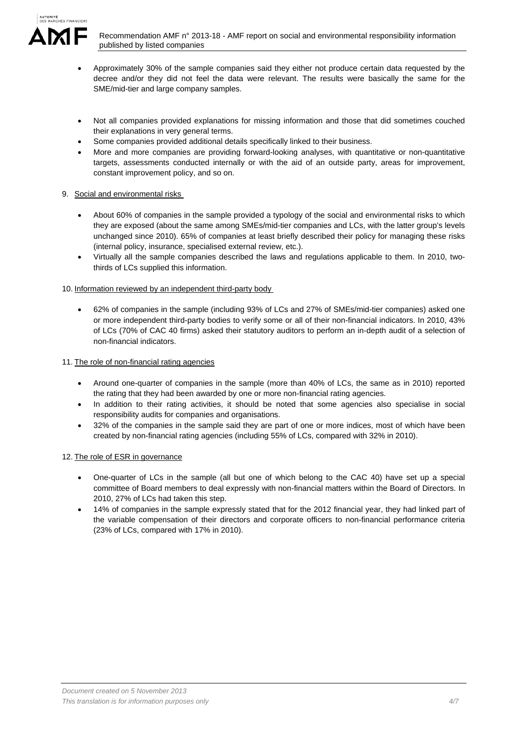- Approximately 30% of the sample companies said they either not produce certain data requested by the decree and/or they did not feel the data were relevant. The results were basically the same for the SME/mid-tier and large company samples.

- Not all companies provided explanations for missing information and those that did sometimes couched their explanations in very general terms.
- Some companies provided additional details specifically linked to their business.
- More and more companies are providing forward-looking analyses, with quantitative or non-quantitative targets, assessments conducted internally or with the aid of an outside party, areas for improvement, constant improvement policy, and so on.

9. Social and environmental risks

- About 60% of companies in the sample provided a typology of the social and environmental risks to which they are exposed (about the same among SMEs/mid-tier companies and LCs, with the latter group's levels unchanged since 2010). 65% of companies at least briefly described their policy for managing these risks (internal policy, insurance, specialised external review, etc.).
- Virtually all the sample companies described the laws and regulations applicable to them. In 2010, two-thirds of LCs supplied this information.

10. Information reviewed by an independent third-party body

- 62% of companies in the sample (including 93% of LCs and 27% of SMEs/mid-tier companies) asked one or more independent third-party bodies to verify some or all of their non-financial indicators. In 2010, 43% of LCs (70% of CAC 40 firms) asked their statutory auditors to perform an in-depth audit of a selection of non-financial indicators.

11. The role of non-financial rating agencies

- Around one-quarter of companies in the sample (more than 40% of LCs, the same as in 2010) reported the rating that they had been awarded by one or more non-financial rating agencies.
- In addition to their rating activities, it should be noted that some agencies also specialise in social responsibility audits for companies and organisations.
- 32% of the companies in the sample said they are part of one or more indices, most of which have been created by non-financial rating agencies (including 55% of LCs, compared with 32% in 2010).

12. The role of ESR in governance

- One-quarter of LCs in the sample (all but one of which belong to the CAC 40) have set up a special committee of Board members to deal expressly with non-financial matters within the Board of Directors. In 2010, 27% of LCs had taken this step.
- 14% of companies in the sample expressly stated that for the 2012 financial year, they had linked part of the variable compensation of their directors and corporate officers to non-financial performance criteria (23% of LCs, compared with 17% in 2010).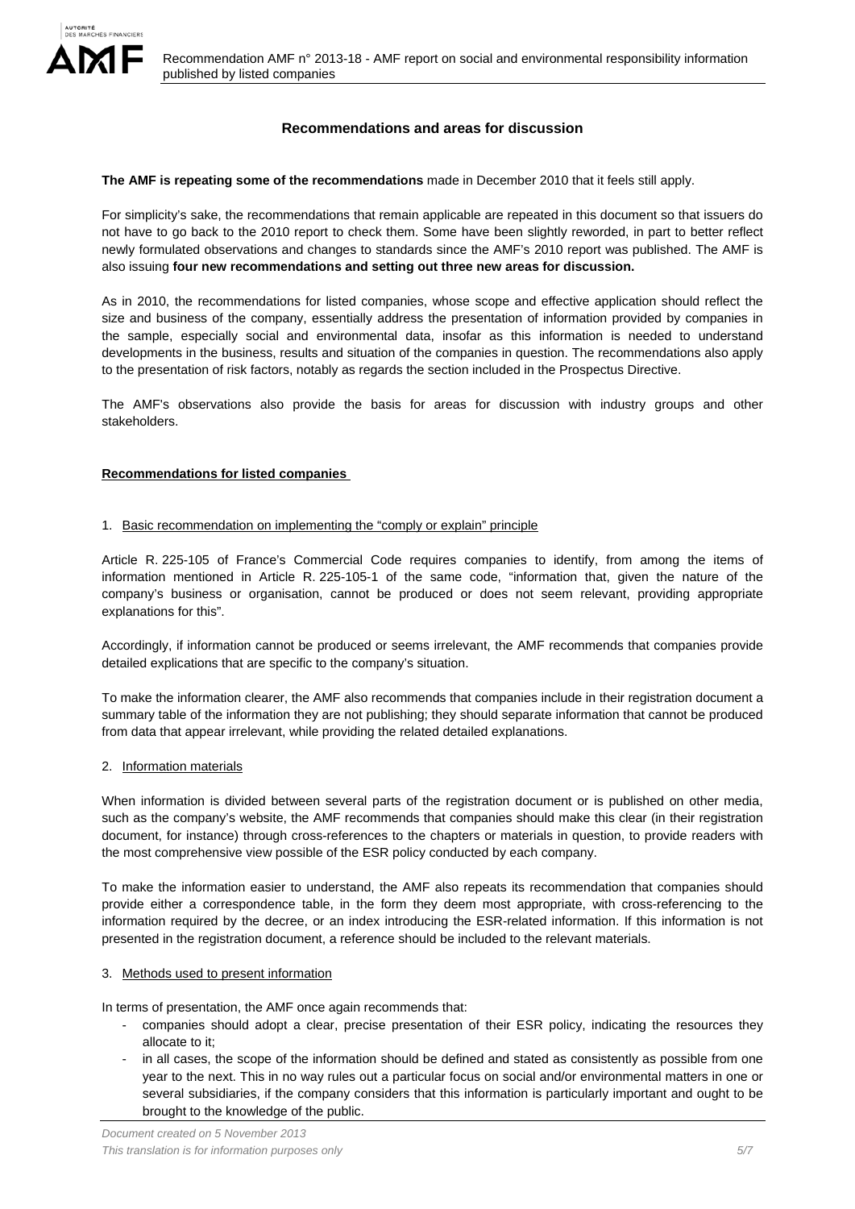## Recommendations and areas for discussion

**The AMF is repeating some of the recommendations** made in December 2010 that it feels still apply.

For simplicity's sake, the recommendations that remain applicable are repeated in this document so that issuers do not have to go back to the 2010 report to check them. Some have been slightly reworded, in part to better reflect newly formulated observations and changes to standards since the AMF's 2010 report was published. The AMF is also issuing **four new recommendations and setting out three new areas for discussion.**

As in 2010, the recommendations for listed companies, whose scope and effective application should reflect the size and business of the company, essentially address the presentation of information provided by companies in the sample, especially social and environmental data, insofar as this information is needed to understand developments in the business, results and situation of the companies in question. The recommendations also apply to the presentation of risk factors, notably as regards the section included in the Prospectus Directive.

The AMF's observations also provide the basis for areas for discussion with industry groups and other stakeholders.

### Recommendations for listed companies

#### 1. Basic recommendation on implementing the "comply or explain" principle

Article R. 225-105 of France's Commercial Code requires companies to identify, from among the items of information mentioned in Article R. 225-105-1 of the same code, "information that, given the nature of the company's business or organisation, cannot be produced or does not seem relevant, providing appropriate explanations for this".

Accordingly, if information cannot be produced or seems irrelevant, the AMF recommends that companies provide detailed explications that are specific to the company's situation.

To make the information clearer, the AMF also recommends that companies include in their registration document a summary table of the information they are not publishing; they should separate information that cannot be produced from data that appear irrelevant, while providing the related detailed explanations.

#### 2. Information materials

When information is divided between several parts of the registration document or is published on other media, such as the company's website, the AMF recommends that companies should make this clear (in their registration document, for instance) through cross-references to the chapters or materials in question, to provide readers with the most comprehensive view possible of the ESR policy conducted by each company.

To make the information easier to understand, the AMF also repeats its recommendation that companies should provide either a correspondence table, in the form they deem most appropriate, with cross-referencing to the information required by the decree, or an index introducing the ESR-related information. If this information is not presented in the registration document, a reference should be included to the relevant materials.

#### 3. Methods used to present information

In terms of presentation, the AMF once again recommends that:

- companies should adopt a clear, precise presentation of their ESR policy, indicating the resources they allocate to it;
- in all cases, the scope of the information should be defined and stated as consistently as possible from one year to the next. This in no way rules out a particular focus on social and/or environmental matters in one or several subsidiaries, if the company considers that this information is particularly important and ought to be brought to the knowledge of the public.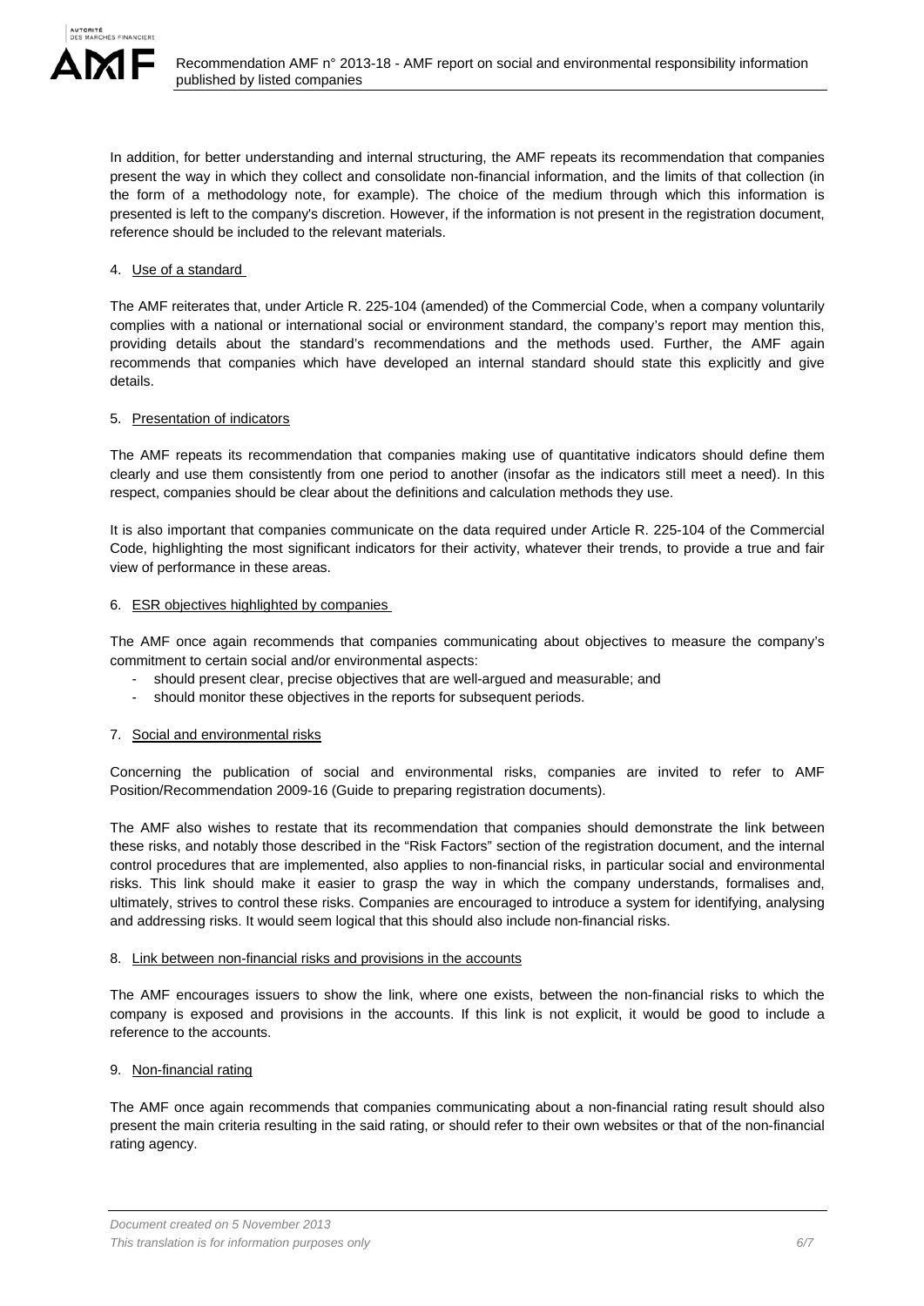In addition, for better understanding and internal structuring, the AMF repeats its recommendation that companies present the way in which they collect and consolidate non-financial information, and the limits of that collection (in the form of a methodology note, for example). The choice of the medium through which this information is presented is left to the company's discretion. However, if the information is not present in the registration document, reference should be included to the relevant materials.

4. Use of a standard

The AMF reiterates that, under Article R. 225-104 (amended) of the Commercial Code, when a company voluntarily complies with a national or international social or environment standard, the company's report may mention this, providing details about the standard's recommendations and the methods used. Further, the AMF again recommends that companies which have developed an internal standard should state this explicitly and give details.

5. Presentation of indicators

The AMF repeats its recommendation that companies making use of quantitative indicators should define them clearly and use them consistently from one period to another (insofar as the indicators still meet a need). In this respect, companies should be clear about the definitions and calculation methods they use.

It is also important that companies communicate on the data required under Article R. 225-104 of the Commercial Code, highlighting the most significant indicators for their activity, whatever their trends, to provide a true and fair view of performance in these areas.

6. ESR objectives highlighted by companies

The AMF once again recommends that companies communicating about objectives to measure the company's commitment to certain social and/or environmental aspects:

- should present clear, precise objectives that are well-argued and measurable; and
- should monitor these objectives in the reports for subsequent periods.

7. Social and environmental risks

Concerning the publication of social and environmental risks, companies are invited to refer to AMF Position/Recommendation 2009-16 (Guide to preparing registration documents).

The AMF also wishes to restate that its recommendation that companies should demonstrate the link between these risks, and notably those described in the "Risk Factors" section of the registration document, and the internal control procedures that are implemented, also applies to non-financial risks, in particular social and environmental risks. This link should make it easier to grasp the way in which the company understands, formalises and, ultimately, strives to control these risks. Companies are encouraged to introduce a system for identifying, analysing and addressing risks. It would seem logical that this should also include non-financial risks.

8. Link between non-financial risks and provisions in the accounts

The AMF encourages issuers to show the link, where one exists, between the non-financial risks to which the company is exposed and provisions in the accounts. If this link is not explicit, it would be good to include a reference to the accounts.

9. Non-financial rating

The AMF once again recommends that companies communicating about a non-financial rating result should also present the main criteria resulting in the said rating, or should refer to their own websites or that of the non-financial rating agency.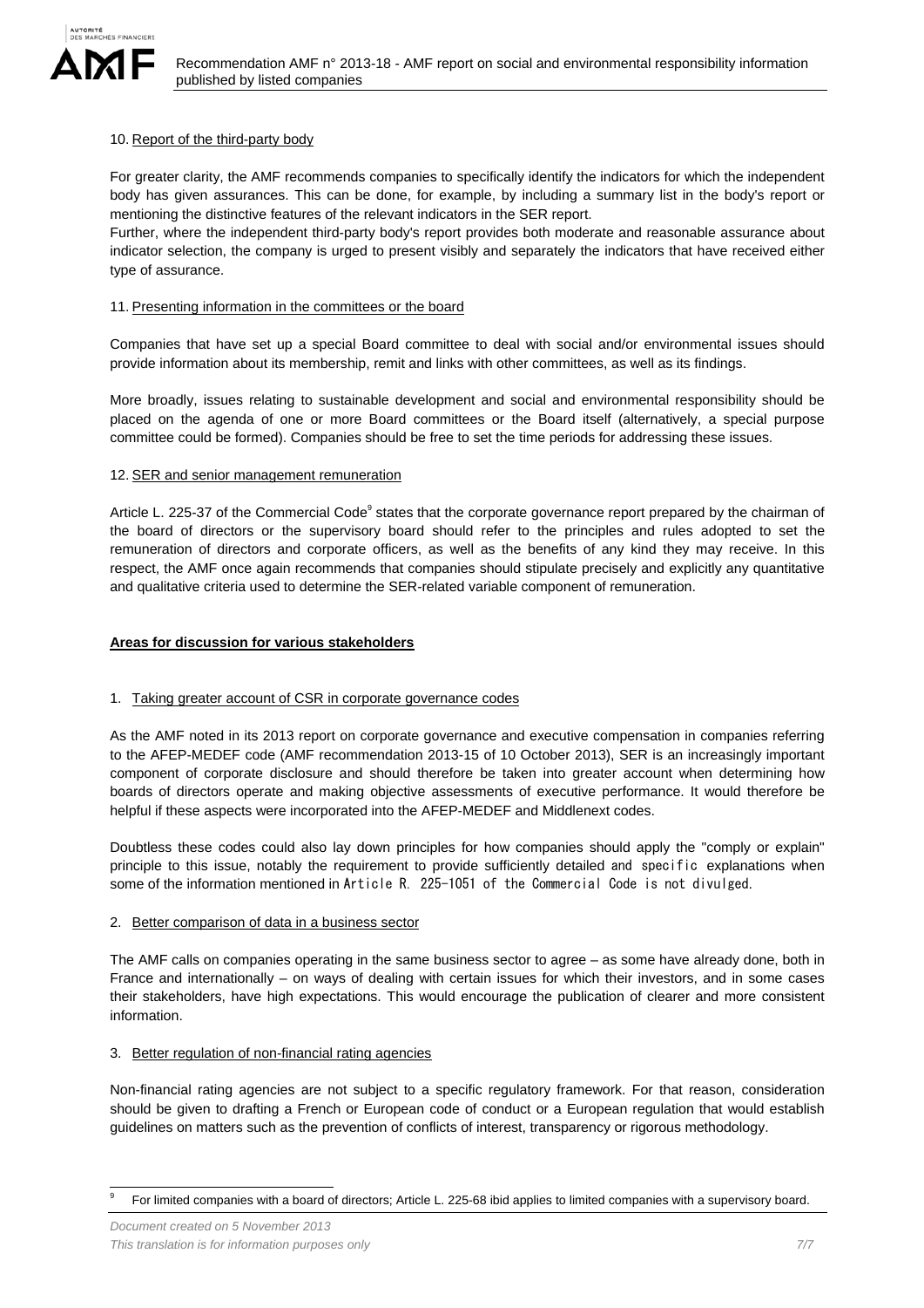10. Report of the third-party body

For greater clarity, the AMF recommends companies to specifically identify the indicators for which the independent body has given assurances. This can be done, for example, by including a summary list in the body's report or mentioning the distinctive features of the relevant indicators in the SER report.
Further, where the independent third-party body's report provides both moderate and reasonable assurance about indicator selection, the company is urged to present visibly and separately the indicators that have received either type of assurance.

11. Presenting information in the committees or the board

Companies that have set up a special Board committee to deal with social and/or environmental issues should provide information about its membership, remit and links with other committees, as well as its findings.

More broadly, issues relating to sustainable development and social and environmental responsibility should be placed on the agenda of one or more Board committees or the Board itself (alternatively, a special purpose committee could be formed). Companies should be free to set the time periods for addressing these issues.

12. SER and senior management remuneration

Article L. 225-37 of the Commercial Code[9] states that the corporate governance report prepared by the chairman of the board of directors or the supervisory board should refer to the principles and rules adopted to set the remuneration of directors and corporate officers, as well as the benefits of any kind they may receive. In this respect, the AMF once again recommends that companies should stipulate precisely and explicitly any quantitative and qualitative criteria used to determine the SER-related variable component of remuneration.

**Areas for discussion for various stakeholders**

1. Taking greater account of CSR in corporate governance codes

As the AMF noted in its 2013 report on corporate governance and executive compensation in companies referring to the AFEP-MEDEF code (AMF recommendation 2013-15 of 10 October 2013), SER is an increasingly important component of corporate disclosure and should therefore be taken into greater account when determining how boards of directors operate and making objective assessments of executive performance. It would therefore be helpful if these aspects were incorporated into the AFEP-MEDEF and Middlenext codes.

Doubtless these codes could also lay down principles for how companies should apply the "comply or explain" principle to this issue, notably the requirement to provide sufficiently detailed and specific explanations when some of the information mentioned in Article R. 225-1051 of the Commercial Code is not divulged.

2. Better comparison of data in a business sector

The AMF calls on companies operating in the same business sector to agree – as some have already done, both in France and internationally – on ways of dealing with certain issues for which their investors, and in some cases their stakeholders, have high expectations. This would encourage the publication of clearer and more consistent information.

3. Better regulation of non-financial rating agencies

Non-financial rating agencies are not subject to a specific regulatory framework. For that reason, consideration should be given to drafting a French or European code of conduct or a European regulation that would establish guidelines on matters such as the prevention of conflicts of interest, transparency or rigorous methodology.

[9] For limited companies with a board of directors; Article L. 225-68 ibid applies to limited companies with a supervisory board.

*Document created on 5 November 2013*
*This translation is for information purposes only*